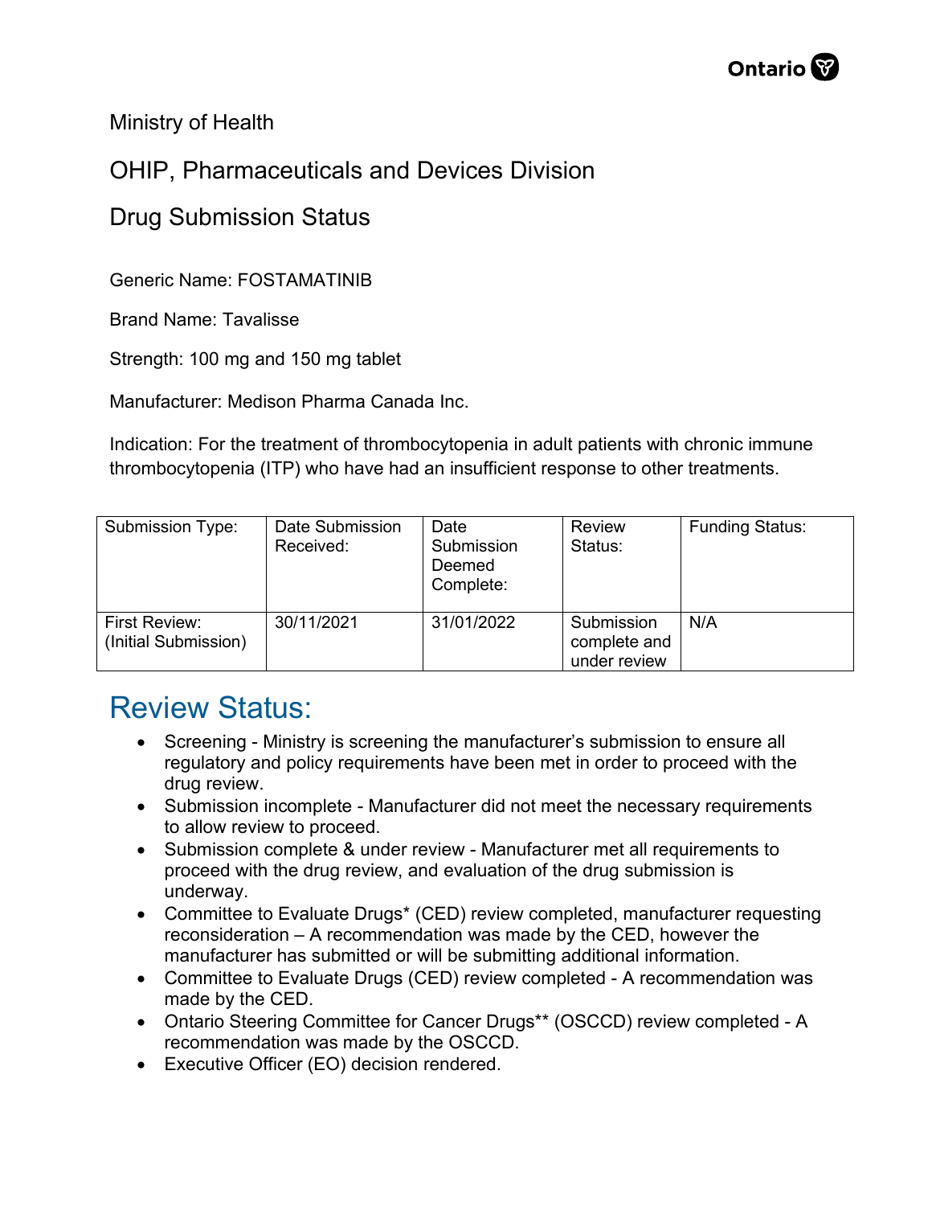Ministry of Health

OHIP, Pharmaceuticals and Devices Division

Drug Submission Status

Generic Name: FOSTAMATINIB

Brand Name: Tavalisse

Strength: 100 mg and 150 mg tablet

Manufacturer: Medison Pharma Canada Inc.

Indication: For the treatment of thrombocytopenia in adult patients with chronic immune thrombocytopenia (ITP) who have had an insufficient response to other treatments.

| Submission Type: | Date Submission Received: | Date Submission Deemed Complete: | Review Status: | Funding Status: |
|---|---|---|---|---|
| First Review: (Initial Submission) | 30/11/2021 | 31/01/2022 | Submission complete and under review | N/A |

## Review Status:

- Screening - Ministry is screening the manufacturer's submission to ensure all regulatory and policy requirements have been met in order to proceed with the drug review.
- Submission incomplete - Manufacturer did not meet the necessary requirements to allow review to proceed.
- Submission complete & under review - Manufacturer met all requirements to proceed with the drug review, and evaluation of the drug submission is underway.
- Committee to Evaluate Drugs* (CED) review completed, manufacturer requesting reconsideration – A recommendation was made by the CED, however the manufacturer has submitted or will be submitting additional information.
- Committee to Evaluate Drugs (CED) review completed - A recommendation was made by the CED.
- Ontario Steering Committee for Cancer Drugs** (OSCCD) review completed - A recommendation was made by the OSCCD.
- Executive Officer (EO) decision rendered.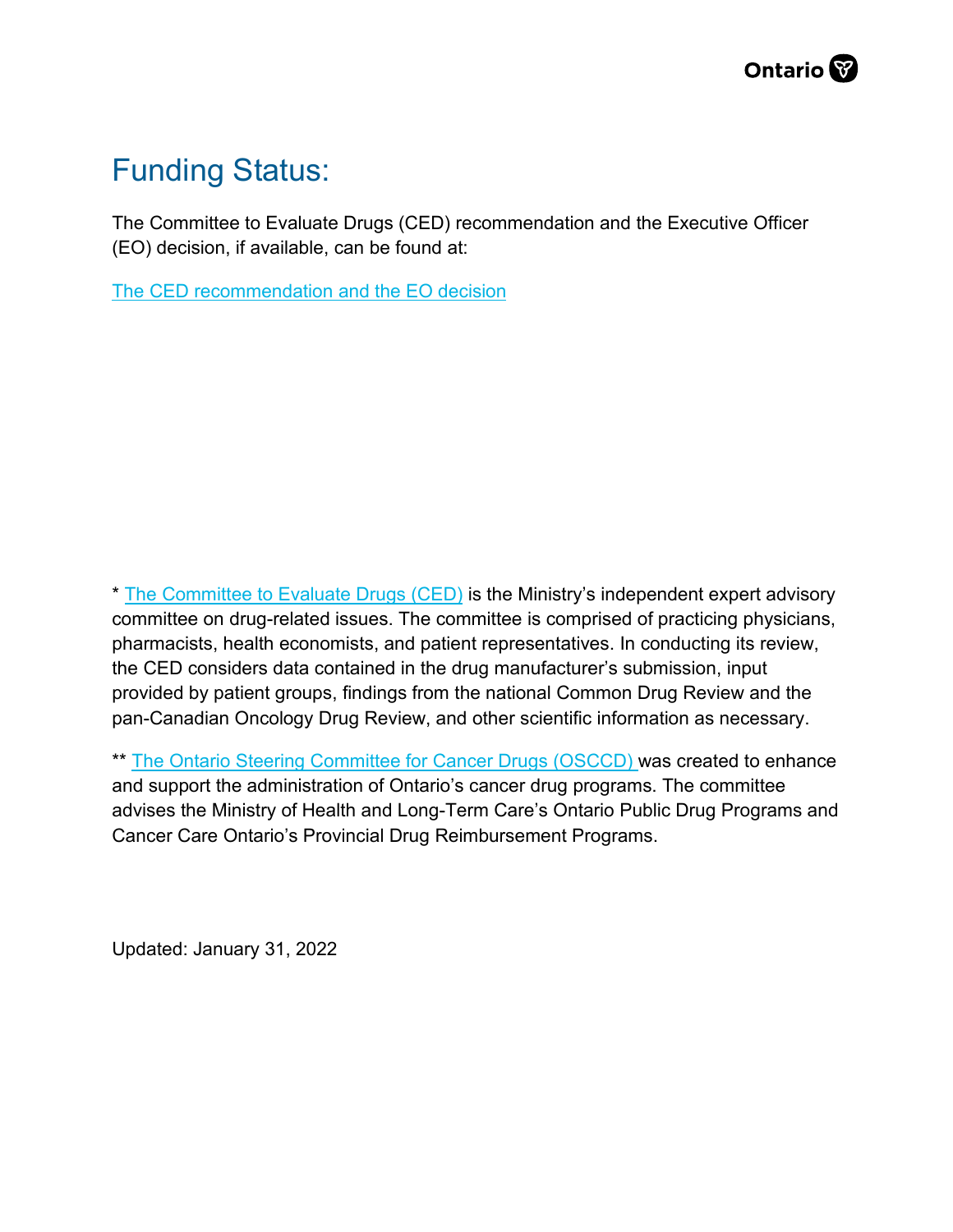# Funding Status:

The Committee to Evaluate Drugs (CED) recommendation and the Executive Officer (EO) decision, if available, can be found at:

The CED recommendation and the EO decision

* The Committee to Evaluate Drugs (CED) is the Ministry's independent expert advisory committee on drug-related issues. The committee is comprised of practicing physicians, pharmacists, health economists, and patient representatives. In conducting its review, the CED considers data contained in the drug manufacturer's submission, input provided by patient groups, findings from the national Common Drug Review and the pan-Canadian Oncology Drug Review, and other scientific information as necessary.

** The Ontario Steering Committee for Cancer Drugs (OSCCD) was created to enhance and support the administration of Ontario's cancer drug programs. The committee advises the Ministry of Health and Long-Term Care's Ontario Public Drug Programs and Cancer Care Ontario's Provincial Drug Reimbursement Programs.

Updated: January 31, 2022